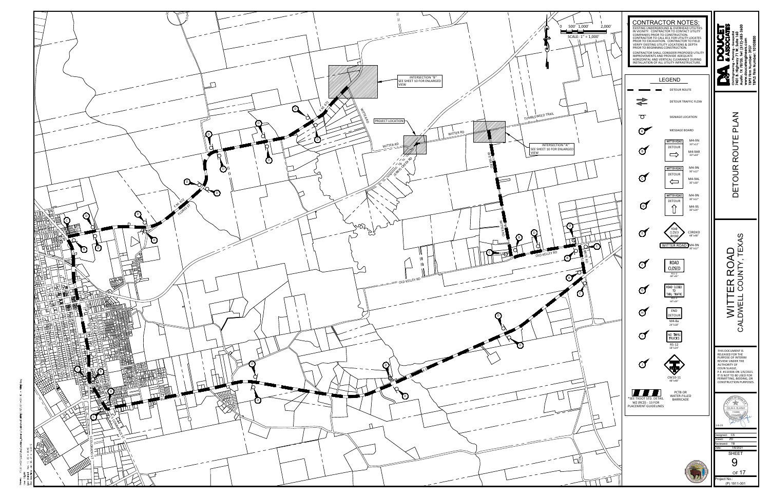# CONTRACTOR NOTES:

EXISTING UNDERGROUND & OVERHEAD UTILITIES IN VICINITY. CONTRACTOR TO CONTACT UTILITY COMPANIES PRIOR TO CONSTRUCTION. CONTRACTOR TO CALL 811 FOR UTILITY LOCATES PRIOR TO EXCAVATION. CONTRACTOR TO FIELD VERIFY EXISTING UTILITY LOCATIONS & DEPTH PRIOR TO BEGINNING CONSTRUCTION.

CONTRACTOR SHALL CONSIDER PROPOSED UTILITY IMPROVEMENTS AND PROVIDE ADEQUATE HORIZONTAL AND VERTICAL CLEARANCE DURING INSTALLATION OF ALL UTILITY INFRASTRUCTURE.

## LEGEND

- DETOUR ROUTE
- DETOUR TRAFFIC FLOW
- SIGNAGE LOCATION
- MESSAGE BOARD
- A: WITTER ROAD M4-9N 30"x12" / DETOUR M4-9AR 30"x30" (arrow right)
- B: WITTER ROAD M4-9N 30"x12" / DETOUR M4-9AL 30"x30" (arrow left)
- C: WITTER ROAD M4-9N 30"x12" / DETOUR M4-9S 30"x24" (arrow up)
- D: ROAD CLOSED AHEAD C3ROXD 48"x48" / WITTER ROAD M4-9N 30"x12"
- E: ROAD CLOSED R11-2 48"x30"
- F: ROAD CLOSED TO THRU TRAFFIC R11-4 60"x30"
- G: END DETOUR M4-8a 24"x18"
- H: NO THRU TRUCKS R5-12 18"x24"
- I: CW10-11 48"x48"
- PCTB OR WATER-FILLED BARRICADE

*SEE TXDOT STD. DETAIL WZ (RCD) - 13 FOR PLACEMENT GUIDELINES

SCALE: 1" = 1,000' (0, 500', 1,000', 2,000')

Map labels: INTERSECTION "B" SEE SHEET 10 FOR ENLARGED VIEW; INTERSECTION "A" SEE SHEET 10 FOR ENLARGED VIEW; PROJECT LOCATION; WITTER RD; TUMBLEWEED TRAIL; F.M. 672; FLORES ST; JEFFERY CREEK RD; OLD KELLEY RD; COLORADO ST; S. COMMERCE ST; BLUFF ST

DOUCET & ASSOCIATES
Civil Engineering • Surveying • Geospatial
7401 B. Highway 71 W, Suite 160
Austin, TX 78735, Tel: (512)-583-2600
www.doucetengineers.com
TBPE Firm Number: 3937
TBPLS Firm Number: 10105800

# DETOUR ROUTE PLAN

# WITTER ROAD
## CALDWELL COUNTY, TEXAS

THIS DOCUMENT IS RELEASED FOR THE PURPOSE OF INTERIM REVIEW UNDER THE AUTHORITY OF COLIN SLAGLE, P.E. #110306 ON 1/6/2021. IT IS NOT TO BE USED FOR PERMITTING, BIDDING, OR CONSTRUCTION PURPOSES.

COLIN A. SLAGLE 110306

1-6-21

| | |
|---|---|
| Designed: | CS |
| Drawn: | ZD |
| Reviewed: | TB |
| Date: | 1/6/2021 |

SHEET 9 OF 17

Project No.: (P) 1911-001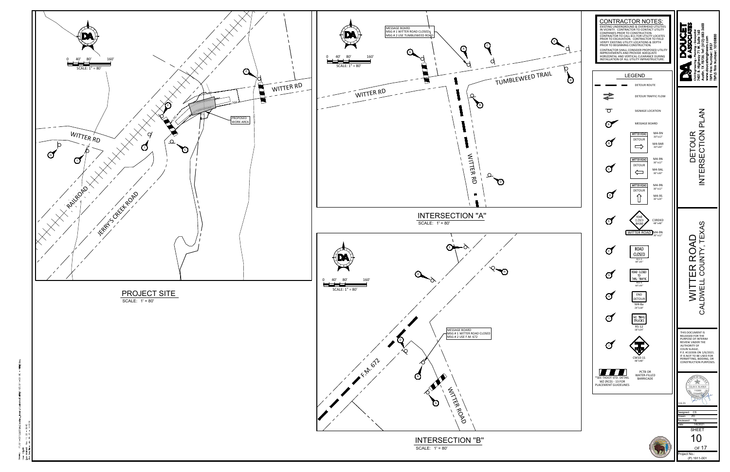## CONTRACTOR NOTES:

EXISTING UNDERGROUND & OVERHEAD UTILITIES IN VICINITY. CONTRACTOR TO CONTACT UTILITY COMPANIES PRIOR TO CONSTRUCTION. CONTRACTOR TO CALL 811 FOR UTILITY LOCATES PRIOR TO EXCAVATION. CONTRACTOR TO FIELD VERIFY EXISTING UTILITY LOCATIONS & DEPTH PRIOR TO BEGINNING CONSTRUCTION.

CONTRACTOR SHALL CONSIDER PROPOSED UTILITY IMPROVEMENTS AND PROVIDE ADEQUATE HORIZONTAL AND VERTICAL CLEARANCE DURING INSTALLATION OF ALL UTILITY INFRASTRUCTURE.

## LEGEND

- DETOUR ROUTE
- DETOUR TRAFFIC FLOW
- SIGNAGE LOCATION
- A — MESSAGE BOARD
- B — WITTER ROAD M4-9N 30"x12" / DETOUR ⇨ M4-9AR 30"x30"
- C — WITTER ROAD M4-9N 30"x12" / DETOUR ⇦ M4-9AL 30"x30"
- D — WITTER ROAD M4-9N 30"x12" / DETOUR ⇧ M4-9S 30"x24"
- E — ROAD CLOSED AHEAD C3RDXD 48"x48" / WITTER ROAD M4-9N 30"x12"
- F — ROAD CLOSED R11-2 48"x30"
- G — ROAD CLOSED TO THRU TRAFFIC R11-4 60"x30"
- H — END DETOUR M4-8a 24"x18"
- I — NO THRU TRUCKS R5-12 18"x24"
- J — CW10-11 48"x48"
- PCTB OR WATER-FILLED BARRICADE *SEE TXDOT STD. DETAIL WZ (RCD) - 13 FOR PLACEMENT GUIDELINES

## PROJECT SITE

SCALE: 1" = 80'

0 40' 80' 160'

WITTER RD, RAILROAD, JERRY'S CREEK ROAD, PROPOSED WORK AREA

## INTERSECTION "A"

SCALE: 1" = 80'

MESSAGE BOARD
MSG # 1 WITTER ROAD CLOSED
MSG # 2 USE TUMBLEWEED ROAD

WITTER RD, TUMBLEWEED TRAIL

## INTERSECTION "B"

SCALE: 1" = 80'

MESSAGE BOARD
MSG # 1 WITTER ROAD CLOSED
MSG # 2 USE F.M. 672

F.M. 672, WITTER ROAD

DOUCET & ASSOCIATES
Civil Engineering · Planning · Geospatial
7401 B. Highway 71 W. Suite 160
Austin, TX 78735, Tel: (512)-583-2600
www.doucetengineers.com
TBPE Firm Number: 3937
TBPLS Firm Number: 10105800

# DETOUR INTERSECTION PLAN

# WITTER ROAD
CALDWELL COUNTY, TEXAS

THIS DOCUMENT IS RELEASED FOR THE PURPOSE OF INTERIM REVIEW UNDER THE AUTHORITY OF COLIN SLAGLE, P.E. #110306 ON 1/6/2021. IT IS NOT TO BE USED FOR PERMITTING, BIDDING, OR CONSTRUCTION PURPOSES.

1-6-21

Designed: CS
Drawn: ZD
Reviewed: TB
Date: 1/6/2021

SHEET 10 OF 17

Project No.: (P) 1911-001